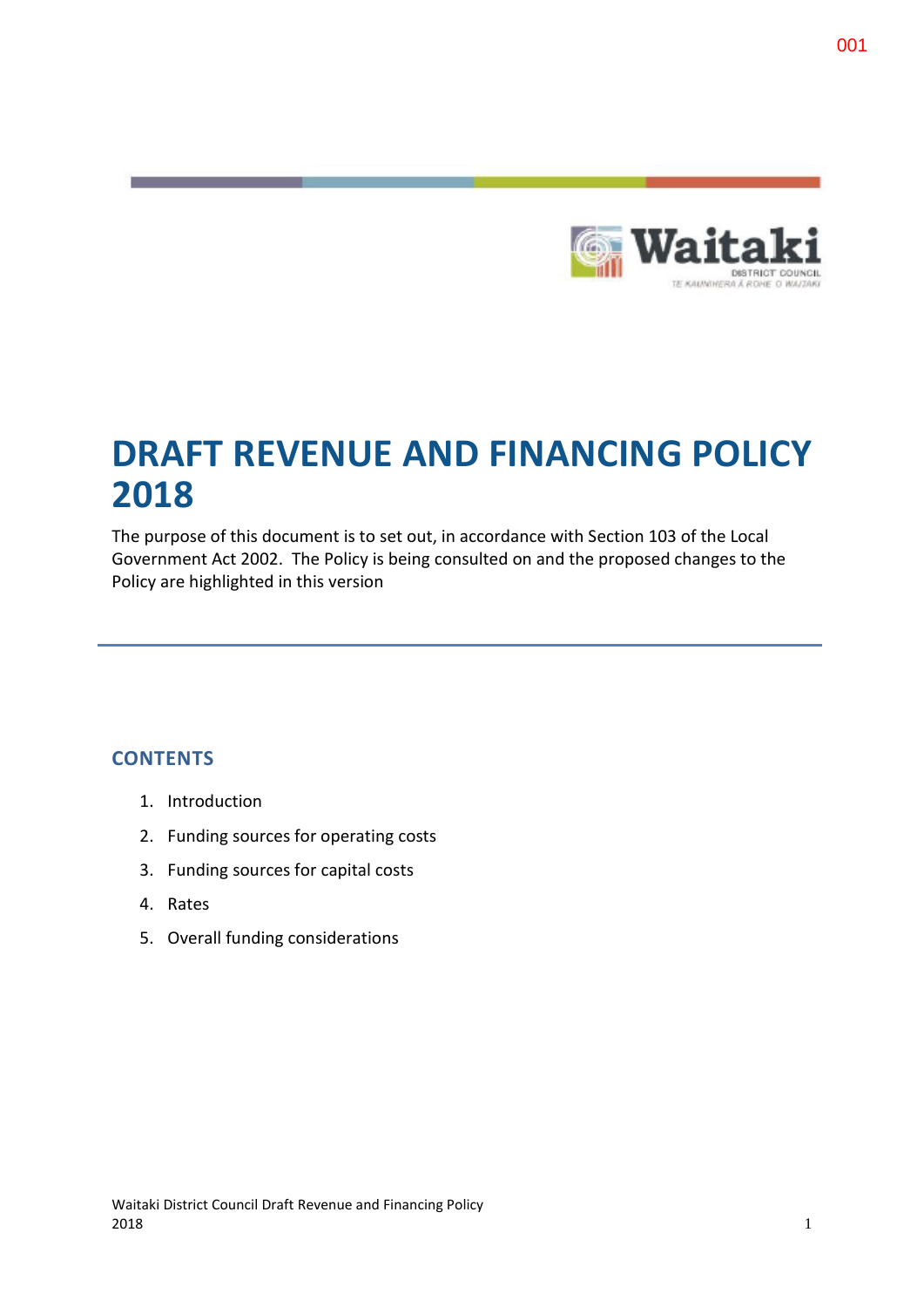001

# DRAFT REVENUE AND FINANCING POLICY 2018

The purpose of this document is to set out, in accordance with Section 103 of the Local Government Act 2002. The Policy is being consulted on and the proposed changes to the Policy are highlighted in this version

## CONTENTS

1. Introduction
2. Funding sources for operating costs
3. Funding sources for capital costs
4. Rates
5. Overall funding considerations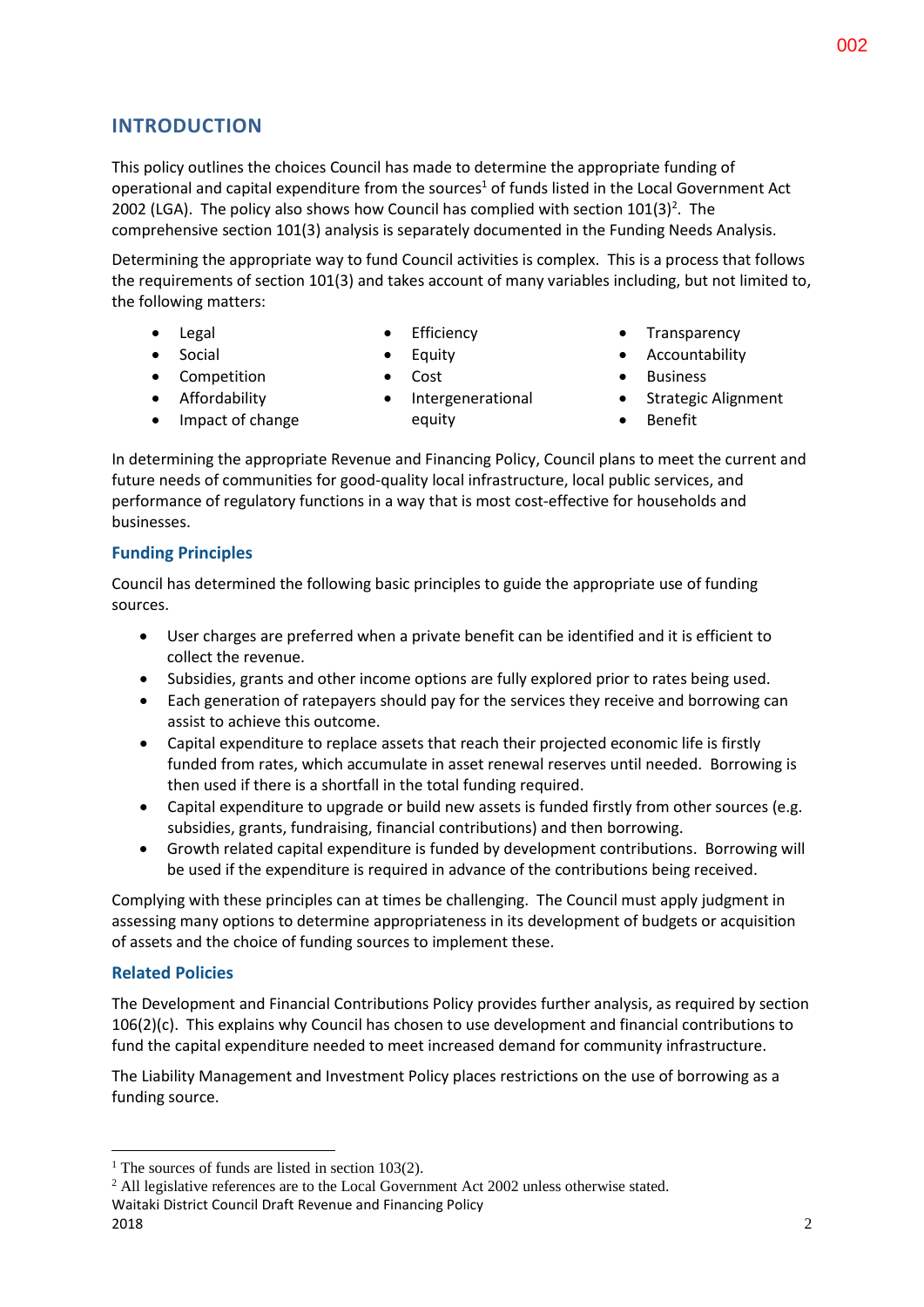## INTRODUCTION

This policy outlines the choices Council has made to determine the appropriate funding of operational and capital expenditure from the sources[1] of funds listed in the Local Government Act 2002 (LGA). The policy also shows how Council has complied with section 101(3)[2]. The comprehensive section 101(3) analysis is separately documented in the Funding Needs Analysis.

Determining the appropriate way to fund Council activities is complex. This is a process that follows the requirements of section 101(3) and takes account of many variables including, but not limited to, the following matters:

- Legal
- Social
- Competition
- Affordability
- Impact of change
- Efficiency
- Equity
- Cost
- Intergenerational equity
- Transparency
- Accountability
- Business
- Strategic Alignment
- Benefit

In determining the appropriate Revenue and Financing Policy, Council plans to meet the current and future needs of communities for good-quality local infrastructure, local public services, and performance of regulatory functions in a way that is most cost-effective for households and businesses.

### Funding Principles

Council has determined the following basic principles to guide the appropriate use of funding sources.

- User charges are preferred when a private benefit can be identified and it is efficient to collect the revenue.
- Subsidies, grants and other income options are fully explored prior to rates being used.
- Each generation of ratepayers should pay for the services they receive and borrowing can assist to achieve this outcome.
- Capital expenditure to replace assets that reach their projected economic life is firstly funded from rates, which accumulate in asset renewal reserves until needed. Borrowing is then used if there is a shortfall in the total funding required.
- Capital expenditure to upgrade or build new assets is funded firstly from other sources (e.g. subsidies, grants, fundraising, financial contributions) and then borrowing.
- Growth related capital expenditure is funded by development contributions. Borrowing will be used if the expenditure is required in advance of the contributions being received.

Complying with these principles can at times be challenging. The Council must apply judgment in assessing many options to determine appropriateness in its development of budgets or acquisition of assets and the choice of funding sources to implement these.

### Related Policies

The Development and Financial Contributions Policy provides further analysis, as required by section 106(2)(c). This explains why Council has chosen to use development and financial contributions to fund the capital expenditure needed to meet increased demand for community infrastructure.

The Liability Management and Investment Policy places restrictions on the use of borrowing as a funding source.

[1] The sources of funds are listed in section 103(2).

[2] All legislative references are to the Local Government Act 2002 unless otherwise stated.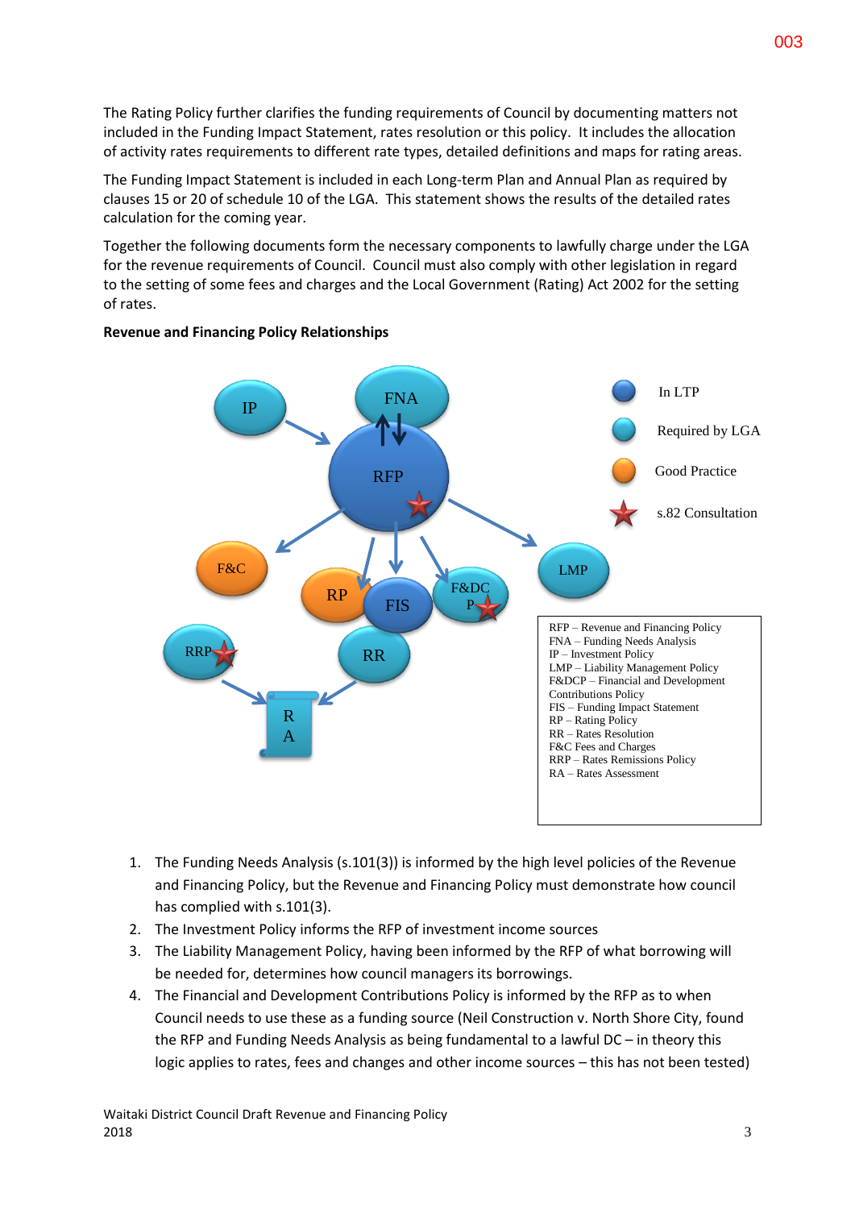The Rating Policy further clarifies the funding requirements of Council by documenting matters not included in the Funding Impact Statement, rates resolution or this policy. It includes the allocation of activity rates requirements to different rate types, detailed definitions and maps for rating areas.

The Funding Impact Statement is included in each Long-term Plan and Annual Plan as required by clauses 15 or 20 of schedule 10 of the LGA. This statement shows the results of the detailed rates calculation for the coming year.

Together the following documents form the necessary components to lawfully charge under the LGA for the revenue requirements of Council. Council must also comply with other legislation in regard to the setting of some fees and charges and the Local Government (Rating) Act 2002 for the setting of rates.

**Revenue and Financing Policy Relationships**

- In LTP
- Required by LGA
- Good Practice
- s.82 Consultation

RFP – Revenue and Financing Policy
FNA – Funding Needs Analysis
IP – Investment Policy
LMP – Liability Management Policy
F&DCP – Financial and Development Contributions Policy
FIS – Funding Impact Statement
RP – Rating Policy
RR – Rates Resolution
F&C Fees and Charges
RRP – Rates Remissions Policy
RA – Rates Assessment

1. The Funding Needs Analysis (s.101(3)) is informed by the high level policies of the Revenue and Financing Policy, but the Revenue and Financing Policy must demonstrate how council has complied with s.101(3).
2. The Investment Policy informs the RFP of investment income sources
3. The Liability Management Policy, having been informed by the RFP of what borrowing will be needed for, determines how council managers its borrowings.
4. The Financial and Development Contributions Policy is informed by the RFP as to when Council needs to use these as a funding source (Neil Construction v. North Shore City, found the RFP and Funding Needs Analysis as being fundamental to a lawful DC – in theory this logic applies to rates, fees and changes and other income sources – this has not been tested)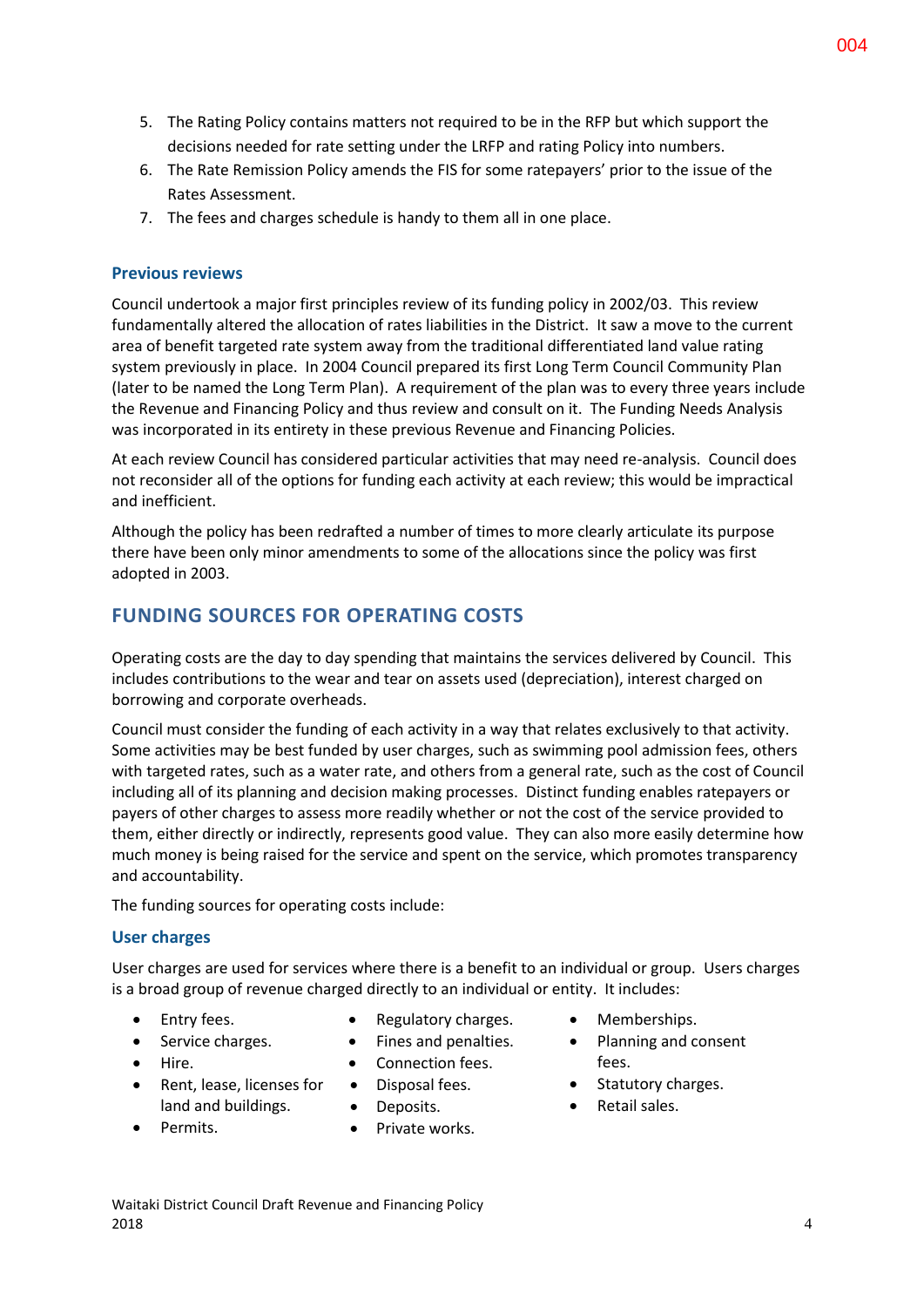5. The Rating Policy contains matters not required to be in the RFP but which support the decisions needed for rate setting under the LRFP and rating Policy into numbers.
6. The Rate Remission Policy amends the FIS for some ratepayers' prior to the issue of the Rates Assessment.
7. The fees and charges schedule is handy to them all in one place.

### Previous reviews

Council undertook a major first principles review of its funding policy in 2002/03. This review fundamentally altered the allocation of rates liabilities in the District. It saw a move to the current area of benefit targeted rate system away from the traditional differentiated land value rating system previously in place. In 2004 Council prepared its first Long Term Council Community Plan (later to be named the Long Term Plan). A requirement of the plan was to every three years include the Revenue and Financing Policy and thus review and consult on it. The Funding Needs Analysis was incorporated in its entirety in these previous Revenue and Financing Policies.

At each review Council has considered particular activities that may need re-analysis. Council does not reconsider all of the options for funding each activity at each review; this would be impractical and inefficient.

Although the policy has been redrafted a number of times to more clearly articulate its purpose there have been only minor amendments to some of the allocations since the policy was first adopted in 2003.

## FUNDING SOURCES FOR OPERATING COSTS

Operating costs are the day to day spending that maintains the services delivered by Council. This includes contributions to the wear and tear on assets used (depreciation), interest charged on borrowing and corporate overheads.

Council must consider the funding of each activity in a way that relates exclusively to that activity. Some activities may be best funded by user charges, such as swimming pool admission fees, others with targeted rates, such as a water rate, and others from a general rate, such as the cost of Council including all of its planning and decision making processes. Distinct funding enables ratepayers or payers of other charges to assess more readily whether or not the cost of the service provided to them, either directly or indirectly, represents good value. They can also more easily determine how much money is being raised for the service and spent on the service, which promotes transparency and accountability.

The funding sources for operating costs include:

### User charges

User charges are used for services where there is a benefit to an individual or group. Users charges is a broad group of revenue charged directly to an individual or entity. It includes:

- Entry fees.
- Service charges.
- Hire.
- Rent, lease, licenses for land and buildings.
- Permits.
- Regulatory charges.
- Fines and penalties.
- Connection fees.
- Disposal fees.
- Deposits.
- Private works.
- Memberships.
- Planning and consent fees.
- Statutory charges.
- Retail sales.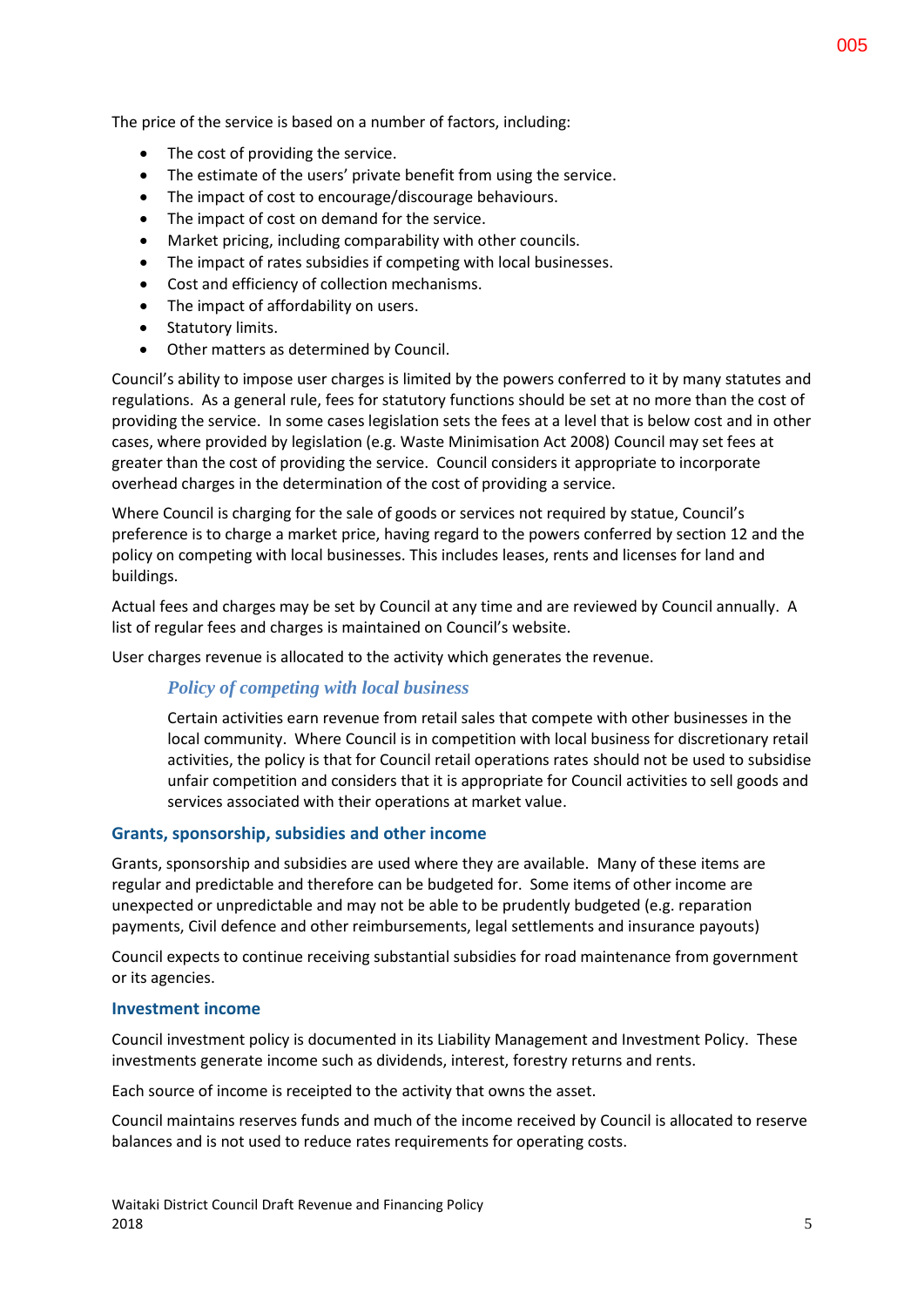The price of the service is based on a number of factors, including:

- The cost of providing the service.
- The estimate of the users' private benefit from using the service.
- The impact of cost to encourage/discourage behaviours.
- The impact of cost on demand for the service.
- Market pricing, including comparability with other councils.
- The impact of rates subsidies if competing with local businesses.
- Cost and efficiency of collection mechanisms.
- The impact of affordability on users.
- Statutory limits.
- Other matters as determined by Council.

Council's ability to impose user charges is limited by the powers conferred to it by many statutes and regulations. As a general rule, fees for statutory functions should be set at no more than the cost of providing the service. In some cases legislation sets the fees at a level that is below cost and in other cases, where provided by legislation (e.g. Waste Minimisation Act 2008) Council may set fees at greater than the cost of providing the service. Council considers it appropriate to incorporate overhead charges in the determination of the cost of providing a service.

Where Council is charging for the sale of goods or services not required by statue, Council's preference is to charge a market price, having regard to the powers conferred by section 12 and the policy on competing with local businesses. This includes leases, rents and licenses for land and buildings.

Actual fees and charges may be set by Council at any time and are reviewed by Council annually. A list of regular fees and charges is maintained on Council's website.

User charges revenue is allocated to the activity which generates the revenue.

#### *Policy of competing with local business*

Certain activities earn revenue from retail sales that compete with other businesses in the local community. Where Council is in competition with local business for discretionary retail activities, the policy is that for Council retail operations rates should not be used to subsidise unfair competition and considers that it is appropriate for Council activities to sell goods and services associated with their operations at market value.

### Grants, sponsorship, subsidies and other income

Grants, sponsorship and subsidies are used where they are available. Many of these items are regular and predictable and therefore can be budgeted for. Some items of other income are unexpected or unpredictable and may not be able to be prudently budgeted (e.g. reparation payments, Civil defence and other reimbursements, legal settlements and insurance payouts)

Council expects to continue receiving substantial subsidies for road maintenance from government or its agencies.

### Investment income

Council investment policy is documented in its Liability Management and Investment Policy. These investments generate income such as dividends, interest, forestry returns and rents.

Each source of income is receipted to the activity that owns the asset.

Council maintains reserves funds and much of the income received by Council is allocated to reserve balances and is not used to reduce rates requirements for operating costs.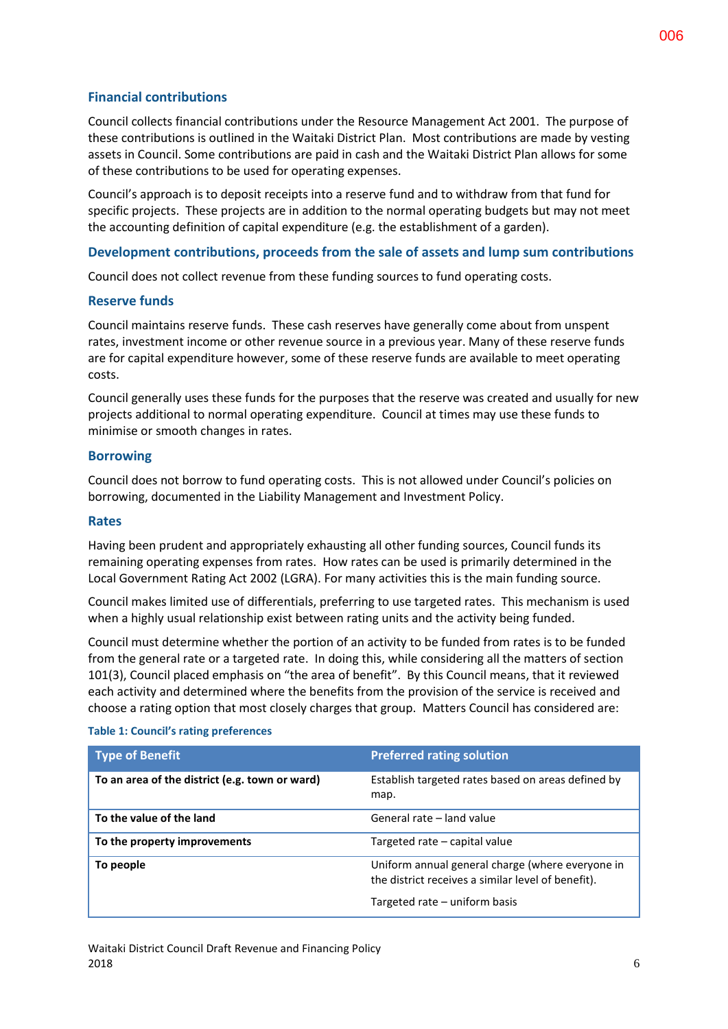### Financial contributions

Council collects financial contributions under the Resource Management Act 2001. The purpose of these contributions is outlined in the Waitaki District Plan. Most contributions are made by vesting assets in Council. Some contributions are paid in cash and the Waitaki District Plan allows for some of these contributions to be used for operating expenses.

Council's approach is to deposit receipts into a reserve fund and to withdraw from that fund for specific projects. These projects are in addition to the normal operating budgets but may not meet the accounting definition of capital expenditure (e.g. the establishment of a garden).

### Development contributions, proceeds from the sale of assets and lump sum contributions

Council does not collect revenue from these funding sources to fund operating costs.

### Reserve funds

Council maintains reserve funds. These cash reserves have generally come about from unspent rates, investment income or other revenue source in a previous year. Many of these reserve funds are for capital expenditure however, some of these reserve funds are available to meet operating costs.

Council generally uses these funds for the purposes that the reserve was created and usually for new projects additional to normal operating expenditure. Council at times may use these funds to minimise or smooth changes in rates.

### Borrowing

Council does not borrow to fund operating costs. This is not allowed under Council's policies on borrowing, documented in the Liability Management and Investment Policy.

### Rates

Having been prudent and appropriately exhausting all other funding sources, Council funds its remaining operating expenses from rates. How rates can be used is primarily determined in the Local Government Rating Act 2002 (LGRA). For many activities this is the main funding source.

Council makes limited use of differentials, preferring to use targeted rates. This mechanism is used when a highly usual relationship exist between rating units and the activity being funded.

Council must determine whether the portion of an activity to be funded from rates is to be funded from the general rate or a targeted rate. In doing this, while considering all the matters of section 101(3), Council placed emphasis on "the area of benefit". By this Council means, that it reviewed each activity and determined where the benefits from the provision of the service is received and choose a rating option that most closely charges that group. Matters Council has considered are:

**Table 1: Council's rating preferences**

| Type of Benefit | Preferred rating solution |
|---|---|
| **To an area of the district (e.g. town or ward)** | Establish targeted rates based on areas defined by map. |
| **To the value of the land** | General rate – land value |
| **To the property improvements** | Targeted rate – capital value |
| **To people** | Uniform annual general charge (where everyone in the district receives a similar level of benefit).<br><br>Targeted rate – uniform basis |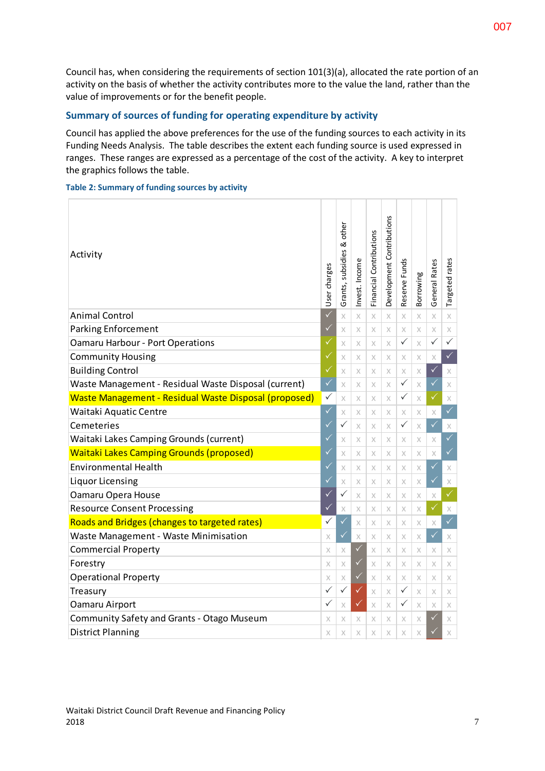Council has, when considering the requirements of section 101(3)(a), allocated the rate portion of an activity on the basis of whether the activity contributes more to the value the land, rather than the value of improvements or for the benefit people.

## Summary of sources of funding for operating expenditure by activity

Council has applied the above preferences for the use of the funding sources to each activity in its Funding Needs Analysis. The table describes the extent each funding source is used expressed in ranges. These ranges are expressed as a percentage of the cost of the activity. A key to interpret the graphics follows the table.

**Table 2: Summary of funding sources by activity**

| Activity | User charges | Grants, subsidies & other | Invest. Income | Financial Contributions | Development Contributions | Reserve Funds | Borrowing | General Rates | Targeted rates |
|---|---|---|---|---|---|---|---|---|---|
| Animal Control | ✓ | x | x | x | x | x | x | x | x |
| Parking Enforcement | ✓ | x | x | x | x | x | x | x | x |
| Oamaru Harbour - Port Operations | ✓ | x | x | x | x | ✓ | x | ✓ | ✓ |
| Community Housing | ✓ | x | x | x | x | x | x | x | ✓ |
| Building Control | ✓ | x | x | x | x | x | x | ✓ | x |
| Waste Management - Residual Waste Disposal (current) | ✓ | x | x | x | x | ✓ | x | ✓ | x |
| Waste Management - Residual Waste Disposal (proposed) | ✓ | x | x | x | x | ✓ | x | ✓ | x |
| Waitaki Aquatic Centre | ✓ | x | x | x | x | x | x | x | ✓ |
| Cemeteries | ✓ | ✓ | x | x | x | ✓ | x | ✓ | x |
| Waitaki Lakes Camping Grounds (current) | ✓ | x | x | x | x | x | x | x | ✓ |
| Waitaki Lakes Camping Grounds (proposed) | ✓ | x | x | x | x | x | x | x | ✓ |
| Environmental Health | ✓ | x | x | x | x | x | x | ✓ | x |
| Liquor Licensing | ✓ | x | x | x | x | x | x | ✓ | x |
| Oamaru Opera House | ✓ | ✓ | x | x | x | x | x | x | ✓ |
| Resource Consent Processing | ✓ | x | x | x | x | x | x | ✓ | x |
| Roads and Bridges (changes to targeted rates) | ✓ | ✓ | x | x | x | x | x | x | ✓ |
| Waste Management - Waste Minimisation | x | ✓ | x | x | x | x | x | ✓ | x |
| Commercial Property | x | x | ✓ | x | x | x | x | x | x |
| Forestry | x | x | ✓ | x | x | x | x | x | x |
| Operational Property | x | x | ✓ | x | x | x | x | x | x |
| Treasury | ✓ | ✓ | ✓ | x | x | ✓ | x | x | x |
| Oamaru Airport | ✓ | x | ✓ | x | x | ✓ | x | x | x |
| Community Safety and Grants - Otago Museum | x | x | x | x | x | x | x | ✓ | x |
| District Planning | x | x | x | x | x | x | x | ✓ | x |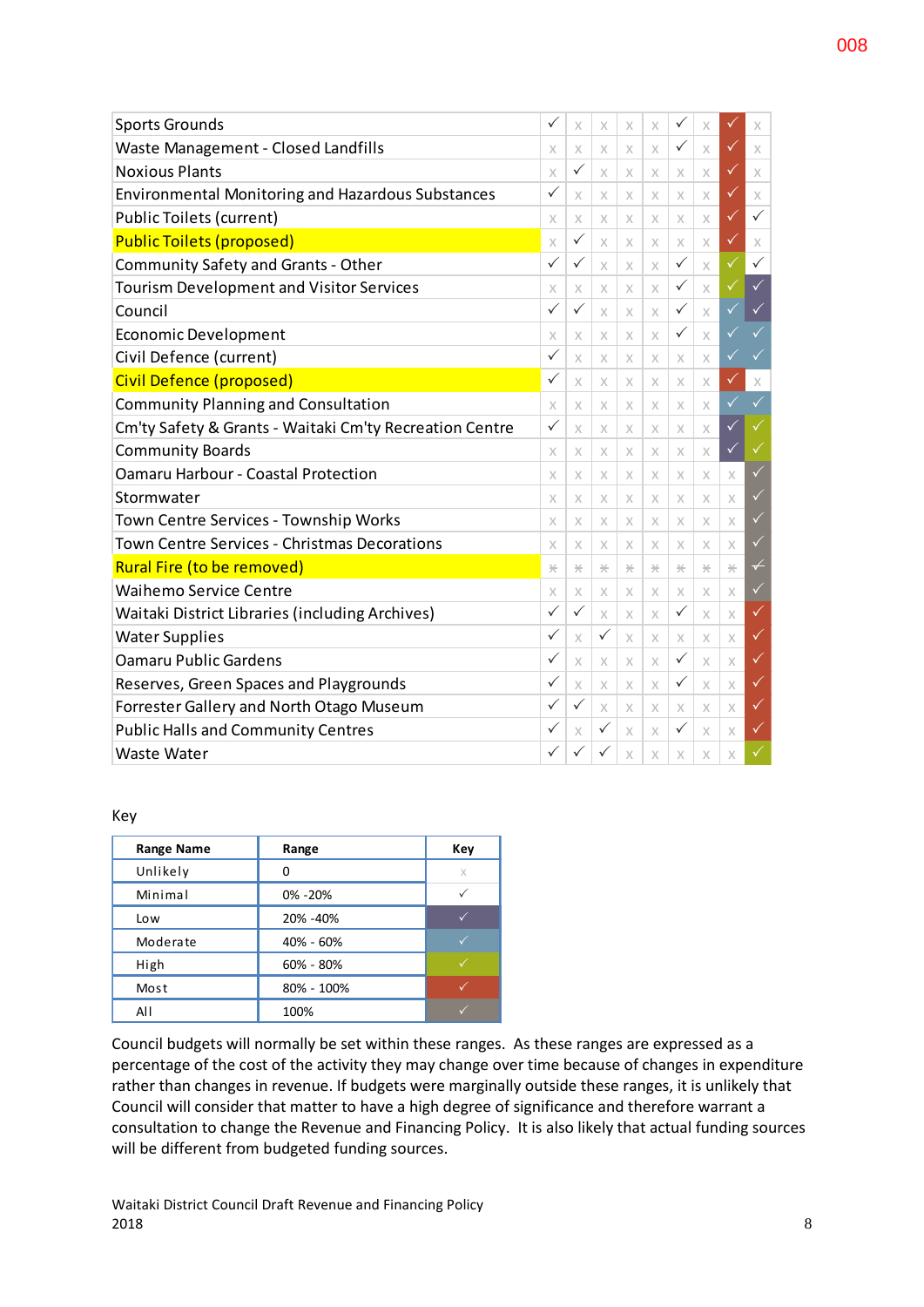| | | | | | | | | | |
|---|---|---|---|---|---|---|---|---|---|
| Sports Grounds | ✓ | x | x | x | x | ✓ | x | ✓ | x |
| Waste Management - Closed Landfills | x | x | x | x | x | ✓ | x | ✓ | x |
| Noxious Plants | x | ✓ | x | x | x | x | x | ✓ | x |
| Environmental Monitoring and Hazardous Substances | ✓ | x | x | x | x | x | x | ✓ | x |
| Public Toilets (current) | x | x | x | x | x | x | x | ✓ | ✓ |
| Public Toilets (proposed) | x | ✓ | x | x | x | x | x | ✓ | x |
| Community Safety and Grants - Other | ✓ | ✓ | x | x | x | ✓ | x | ✓ | ✓ |
| Tourism Development and Visitor Services | x | x | x | x | x | ✓ | x | ✓ | ✓ |
| Council | ✓ | ✓ | x | x | x | ✓ | x | ✓ | ✓ |
| Economic Development | x | x | x | x | x | ✓ | x | ✓ | ✓ |
| Civil Defence (current) | ✓ | x | x | x | x | x | x | ✓ | ✓ |
| Civil Defence (proposed) | ✓ | x | x | x | x | x | x | ✓ | x |
| Community Planning and Consultation | x | x | x | x | x | x | x | ✓ | ✓ |
| Cm'ty Safety & Grants - Waitaki Cm'ty Recreation Centre | ✓ | x | x | x | x | x | x | ✓ | ✓ |
| Community Boards | x | x | x | x | x | x | x | ✓ | ✓ |
| Oamaru Harbour - Coastal Protection | x | x | x | x | x | x | x | x | ✓ |
| Stormwater | x | x | x | x | x | x | x | x | ✓ |
| Town Centre Services - Township Works | x | x | x | x | x | x | x | x | ✓ |
| Town Centre Services - Christmas Decorations | x | x | x | x | x | x | x | x | ✓ |
| Rural Fire (to be removed) | ~~x~~ | ~~x~~ | ~~x~~ | ~~x~~ | ~~x~~ | ~~x~~ | ~~x~~ | ~~x~~ | ~~✓~~ |
| Waihemo Service Centre | x | x | x | x | x | x | x | x | ✓ |
| Waitaki District Libraries (including Archives) | ✓ | ✓ | x | x | x | ✓ | x | x | ✓ |
| Water Supplies | ✓ | x | ✓ | x | x | x | x | x | ✓ |
| Oamaru Public Gardens | ✓ | x | x | x | x | ✓ | x | x | ✓ |
| Reserves, Green Spaces and Playgrounds | ✓ | x | x | x | x | ✓ | x | x | ✓ |
| Forrester Gallery and North Otago Museum | ✓ | ✓ | x | x | x | x | x | x | ✓ |
| Public Halls and Community Centres | ✓ | x | ✓ | x | x | ✓ | x | x | ✓ |
| Waste Water | ✓ | ✓ | ✓ | x | x | x | x | x | ✓ |

Key

| Range Name | Range | Key |
|---|---|---|
| Unlikely | 0 | x |
| Minimal | 0% -20% | ✓ |
| Low | 20% -40% | ✓ |
| Moderate | 40% - 60% | ✓ |
| High | 60% - 80% | ✓ |
| Most | 80% - 100% | ✓ |
| All | 100% | ✓ |

Council budgets will normally be set within these ranges. As these ranges are expressed as a percentage of the cost of the activity they may change over time because of changes in expenditure rather than changes in revenue. If budgets were marginally outside these ranges, it is unlikely that Council will consider that matter to have a high degree of significance and therefore warrant a consultation to change the Revenue and Financing Policy. It is also likely that actual funding sources will be different from budgeted funding sources.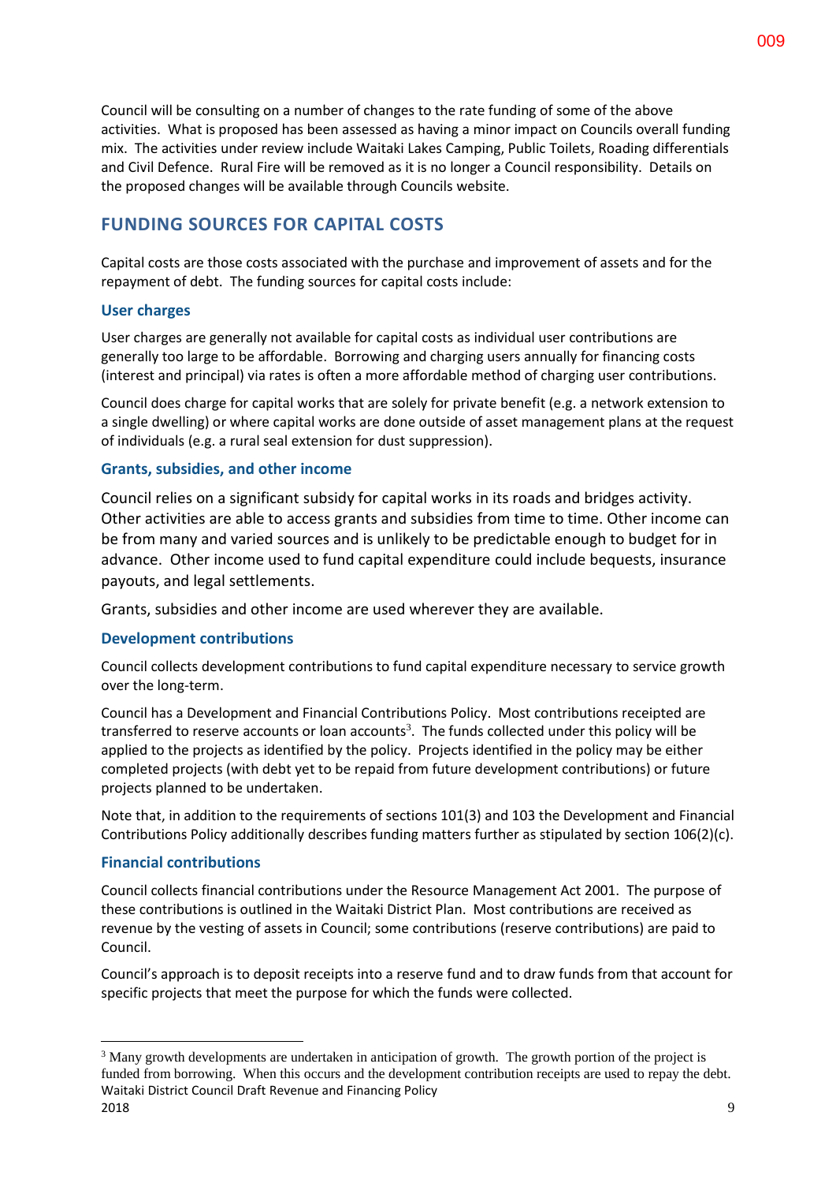Council will be consulting on a number of changes to the rate funding of some of the above activities. What is proposed has been assessed as having a minor impact on Councils overall funding mix. The activities under review include Waitaki Lakes Camping, Public Toilets, Roading differentials and Civil Defence. Rural Fire will be removed as it is no longer a Council responsibility. Details on the proposed changes will be available through Councils website.

## FUNDING SOURCES FOR CAPITAL COSTS

Capital costs are those costs associated with the purchase and improvement of assets and for the repayment of debt. The funding sources for capital costs include:

### User charges

User charges are generally not available for capital costs as individual user contributions are generally too large to be affordable. Borrowing and charging users annually for financing costs (interest and principal) via rates is often a more affordable method of charging user contributions.

Council does charge for capital works that are solely for private benefit (e.g. a network extension to a single dwelling) or where capital works are done outside of asset management plans at the request of individuals (e.g. a rural seal extension for dust suppression).

### Grants, subsidies, and other income

Council relies on a significant subsidy for capital works in its roads and bridges activity. Other activities are able to access grants and subsidies from time to time. Other income can be from many and varied sources and is unlikely to be predictable enough to budget for in advance. Other income used to fund capital expenditure could include bequests, insurance payouts, and legal settlements.

Grants, subsidies and other income are used wherever they are available.

### Development contributions

Council collects development contributions to fund capital expenditure necessary to service growth over the long-term.

Council has a Development and Financial Contributions Policy. Most contributions receipted are transferred to reserve accounts or loan accounts[3]. The funds collected under this policy will be applied to the projects as identified by the policy. Projects identified in the policy may be either completed projects (with debt yet to be repaid from future development contributions) or future projects planned to be undertaken.

Note that, in addition to the requirements of sections 101(3) and 103 the Development and Financial Contributions Policy additionally describes funding matters further as stipulated by section 106(2)(c).

### Financial contributions

Council collects financial contributions under the Resource Management Act 2001. The purpose of these contributions is outlined in the Waitaki District Plan. Most contributions are received as revenue by the vesting of assets in Council; some contributions (reserve contributions) are paid to Council.

Council's approach is to deposit receipts into a reserve fund and to draw funds from that account for specific projects that meet the purpose for which the funds were collected.

[3] Many growth developments are undertaken in anticipation of growth. The growth portion of the project is funded from borrowing. When this occurs and the development contribution receipts are used to repay the debt.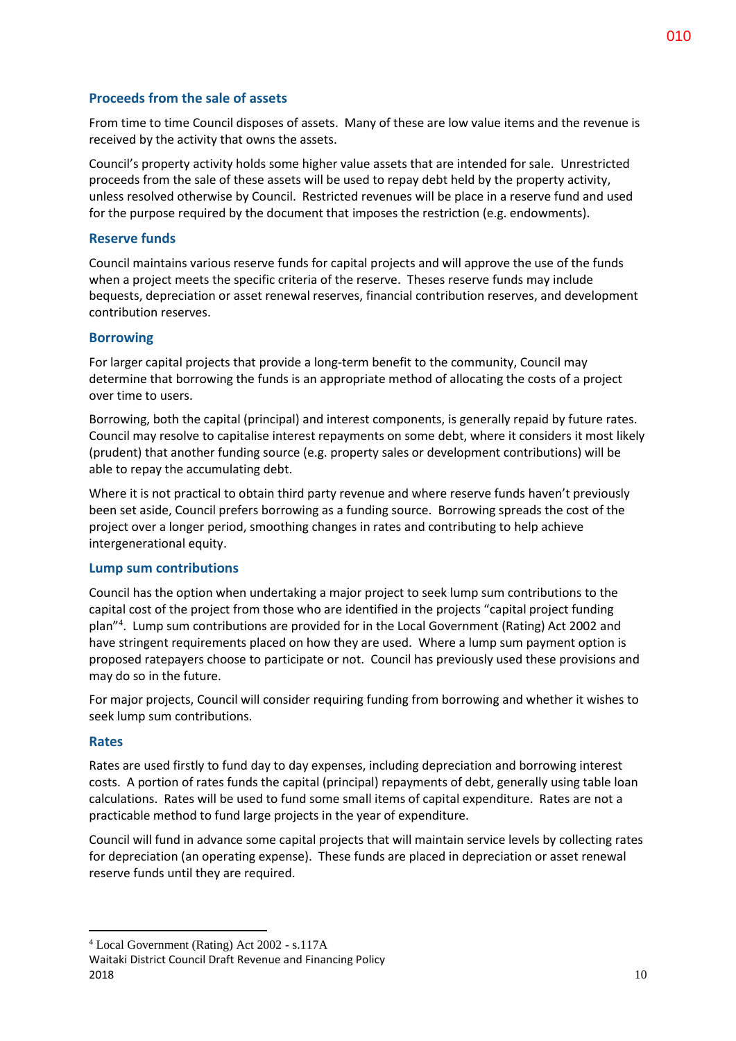### Proceeds from the sale of assets

From time to time Council disposes of assets. Many of these are low value items and the revenue is received by the activity that owns the assets.

Council's property activity holds some higher value assets that are intended for sale. Unrestricted proceeds from the sale of these assets will be used to repay debt held by the property activity, unless resolved otherwise by Council. Restricted revenues will be place in a reserve fund and used for the purpose required by the document that imposes the restriction (e.g. endowments).

### Reserve funds

Council maintains various reserve funds for capital projects and will approve the use of the funds when a project meets the specific criteria of the reserve. Theses reserve funds may include bequests, depreciation or asset renewal reserves, financial contribution reserves, and development contribution reserves.

### Borrowing

For larger capital projects that provide a long-term benefit to the community, Council may determine that borrowing the funds is an appropriate method of allocating the costs of a project over time to users.

Borrowing, both the capital (principal) and interest components, is generally repaid by future rates. Council may resolve to capitalise interest repayments on some debt, where it considers it most likely (prudent) that another funding source (e.g. property sales or development contributions) will be able to repay the accumulating debt.

Where it is not practical to obtain third party revenue and where reserve funds haven't previously been set aside, Council prefers borrowing as a funding source. Borrowing spreads the cost of the project over a longer period, smoothing changes in rates and contributing to help achieve intergenerational equity.

### Lump sum contributions

Council has the option when undertaking a major project to seek lump sum contributions to the capital cost of the project from those who are identified in the projects "capital project funding plan"[4]. Lump sum contributions are provided for in the Local Government (Rating) Act 2002 and have stringent requirements placed on how they are used. Where a lump sum payment option is proposed ratepayers choose to participate or not. Council has previously used these provisions and may do so in the future.

For major projects, Council will consider requiring funding from borrowing and whether it wishes to seek lump sum contributions.

### Rates

Rates are used firstly to fund day to day expenses, including depreciation and borrowing interest costs. A portion of rates funds the capital (principal) repayments of debt, generally using table loan calculations. Rates will be used to fund some small items of capital expenditure. Rates are not a practicable method to fund large projects in the year of expenditure.

Council will fund in advance some capital projects that will maintain service levels by collecting rates for depreciation (an operating expense). These funds are placed in depreciation or asset renewal reserve funds until they are required.

---

[4] Local Government (Rating) Act 2002 - s.117A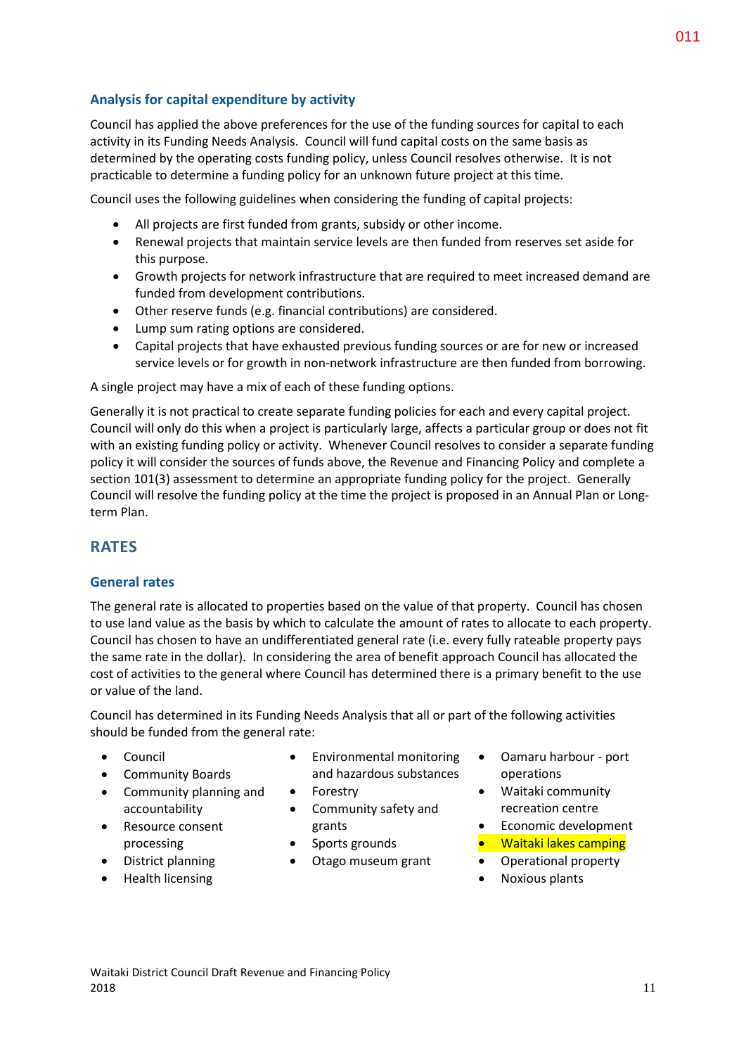### Analysis for capital expenditure by activity

Council has applied the above preferences for the use of the funding sources for capital to each activity in its Funding Needs Analysis. Council will fund capital costs on the same basis as determined by the operating costs funding policy, unless Council resolves otherwise. It is not practicable to determine a funding policy for an unknown future project at this time.

Council uses the following guidelines when considering the funding of capital projects:

- All projects are first funded from grants, subsidy or other income.
- Renewal projects that maintain service levels are then funded from reserves set aside for this purpose.
- Growth projects for network infrastructure that are required to meet increased demand are funded from development contributions.
- Other reserve funds (e.g. financial contributions) are considered.
- Lump sum rating options are considered.
- Capital projects that have exhausted previous funding sources or are for new or increased service levels or for growth in non-network infrastructure are then funded from borrowing.

A single project may have a mix of each of these funding options.

Generally it is not practical to create separate funding policies for each and every capital project. Council will only do this when a project is particularly large, affects a particular group or does not fit with an existing funding policy or activity. Whenever Council resolves to consider a separate funding policy it will consider the sources of funds above, the Revenue and Financing Policy and complete a section 101(3) assessment to determine an appropriate funding policy for the project. Generally Council will resolve the funding policy at the time the project is proposed in an Annual Plan or Long-term Plan.

## RATES

### General rates

The general rate is allocated to properties based on the value of that property. Council has chosen to use land value as the basis by which to calculate the amount of rates to allocate to each property. Council has chosen to have an undifferentiated general rate (i.e. every fully rateable property pays the same rate in the dollar). In considering the area of benefit approach Council has allocated the cost of activities to the general where Council has determined there is a primary benefit to the use or value of the land.

Council has determined in its Funding Needs Analysis that all or part of the following activities should be funded from the general rate:

- Council
- Community Boards
- Community planning and accountability
- Resource consent processing
- District planning
- Health licensing
- Environmental monitoring and hazardous substances
- Forestry
- Community safety and grants
- Sports grounds
- Otago museum grant
- Oamaru harbour - port operations
- Waitaki community recreation centre
- Economic development
- Waitaki lakes camping
- Operational property
- Noxious plants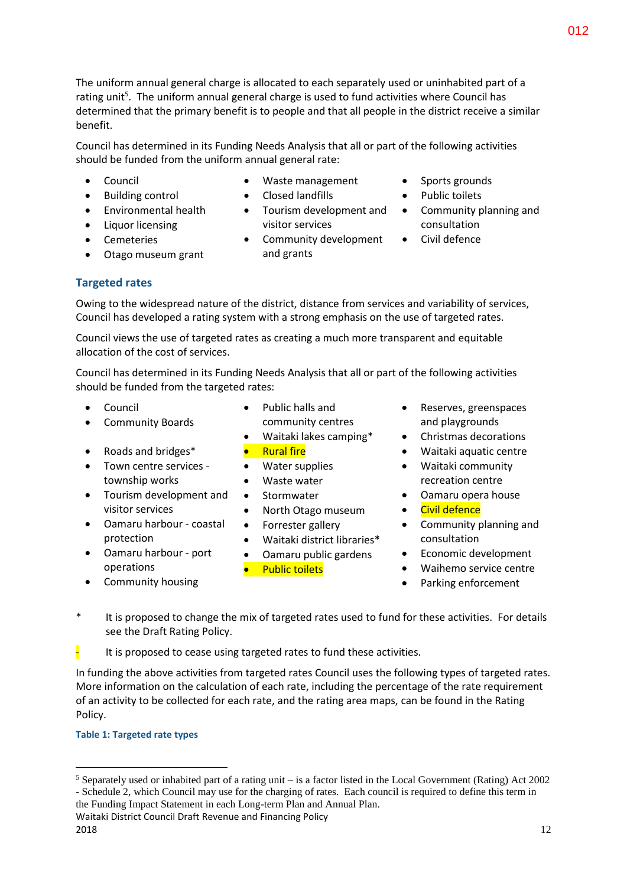The uniform annual general charge is allocated to each separately used or uninhabited part of a rating unit[5]. The uniform annual general charge is used to fund activities where Council has determined that the primary benefit is to people and that all people in the district receive a similar benefit.

Council has determined in its Funding Needs Analysis that all or part of the following activities should be funded from the uniform annual general rate:

- Council
- Building control
- Environmental health
- Liquor licensing
- Cemeteries
- Otago museum grant
- Waste management
- Closed landfills
- Tourism development and visitor services
- Community development and grants
- Sports grounds
- Public toilets
- Community planning and consultation
- Civil defence

## Targeted rates

Owing to the widespread nature of the district, distance from services and variability of services, Council has developed a rating system with a strong emphasis on the use of targeted rates.

Council views the use of targeted rates as creating a much more transparent and equitable allocation of the cost of services.

Council has determined in its Funding Needs Analysis that all or part of the following activities should be funded from the targeted rates:

- Council
- Community Boards
- Roads and bridges*
- Town centre services - township works
- Tourism development and visitor services
- Oamaru harbour - coastal protection
- Oamaru harbour - port operations
- Community housing
- Public halls and community centres
- Waitaki lakes camping*
- Rural fire
- Water supplies
- Waste water
- Stormwater
- North Otago museum
- Forrester gallery
- Waitaki district libraries*
- Oamaru public gardens
- Public toilets
- Reserves, greenspaces and playgrounds
- Christmas decorations
- Waitaki aquatic centre
- Waitaki community recreation centre
- Oamaru opera house
- Civil defence
- Community planning and consultation
- Economic development
- Waihemo service centre
- Parking enforcement

\* It is proposed to change the mix of targeted rates used to fund for these activities. For details see the Draft Rating Policy.

\- It is proposed to cease using targeted rates to fund these activities.

In funding the above activities from targeted rates Council uses the following types of targeted rates. More information on the calculation of each rate, including the percentage of the rate requirement of an activity to be collected for each rate, and the rating area maps, can be found in the Rating Policy.

**Table 1: Targeted rate types**

[5] Separately used or inhabited part of a rating unit – is a factor listed in the Local Government (Rating) Act 2002 - Schedule 2, which Council may use for the charging of rates. Each council is required to define this term in the Funding Impact Statement in each Long-term Plan and Annual Plan.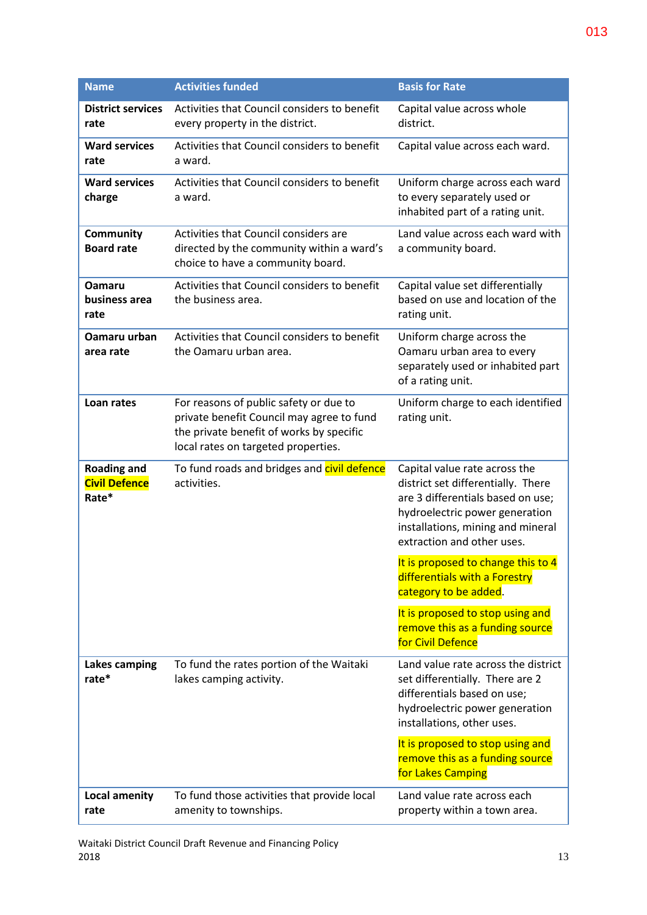| Name | Activities funded | Basis for Rate |
| --- | --- | --- |
| **District services rate** | Activities that Council considers to benefit every property in the district. | Capital value across whole district. |
| **Ward services rate** | Activities that Council considers to benefit a ward. | Capital value across each ward. |
| **Ward services charge** | Activities that Council considers to benefit a ward. | Uniform charge across each ward to every separately used or inhabited part of a rating unit. |
| **Community Board rate** | Activities that Council considers are directed by the community within a ward's choice to have a community board. | Land value across each ward with a community board. |
| **Oamaru business area rate** | Activities that Council considers to benefit the business area. | Capital value set differentially based on use and location of the rating unit. |
| **Oamaru urban area rate** | Activities that Council considers to benefit the Oamaru urban area. | Uniform charge across the Oamaru urban area to every separately used or inhabited part of a rating unit. |
| **Loan rates** | For reasons of public safety or due to private benefit Council may agree to fund the private benefit of works by specific local rates on targeted properties. | Uniform charge to each identified rating unit. |
| **Roading and Civil Defence Rate*** | To fund roads and bridges and civil defence activities. | Capital value rate across the district set differentially. There are 3 differentials based on use; hydroelectric power generation installations, mining and mineral extraction and other uses.<br><br>It is proposed to change this to 4 differentials with a Forestry category to be added.<br><br>It is proposed to stop using and remove this as a funding source for Civil Defence |
| **Lakes camping rate*** | To fund the rates portion of the Waitaki lakes camping activity. | Land value rate across the district set differentially. There are 2 differentials based on use; hydroelectric power generation installations, other uses.<br><br>It is proposed to stop using and remove this as a funding source for Lakes Camping |
| **Local amenity rate** | To fund those activities that provide local amenity to townships. | Land value rate across each property within a town area. |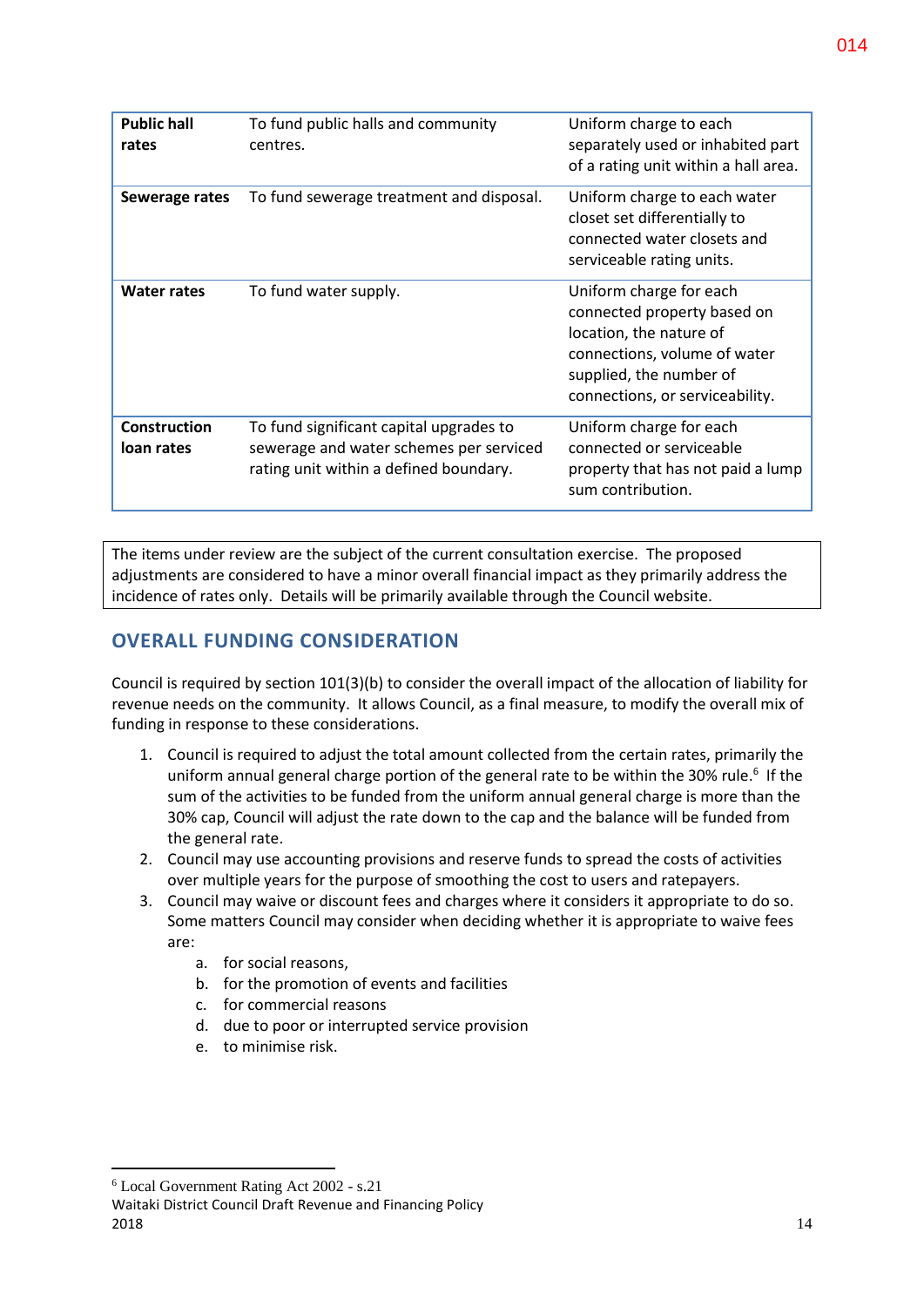| | | |
|---|---|---|
| **Public hall rates** | To fund public halls and community centres. | Uniform charge to each separately used or inhabited part of a rating unit within a hall area. |
| **Sewerage rates** | To fund sewerage treatment and disposal. | Uniform charge to each water closet set differentially to connected water closets and serviceable rating units. |
| **Water rates** | To fund water supply. | Uniform charge for each connected property based on location, the nature of connections, volume of water supplied, the number of connections, or serviceability. |
| **Construction loan rates** | To fund significant capital upgrades to sewerage and water schemes per serviced rating unit within a defined boundary. | Uniform charge for each connected or serviceable property that has not paid a lump sum contribution. |

The items under review are the subject of the current consultation exercise. The proposed adjustments are considered to have a minor overall financial impact as they primarily address the incidence of rates only. Details will be primarily available through the Council website.

## OVERALL FUNDING CONSIDERATION

Council is required by section 101(3)(b) to consider the overall impact of the allocation of liability for revenue needs on the community. It allows Council, as a final measure, to modify the overall mix of funding in response to these considerations.

1. Council is required to adjust the total amount collected from the certain rates, primarily the uniform annual general charge portion of the general rate to be within the 30% rule.[6] If the sum of the activities to be funded from the uniform annual general charge is more than the 30% cap, Council will adjust the rate down to the cap and the balance will be funded from the general rate.
2. Council may use accounting provisions and reserve funds to spread the costs of activities over multiple years for the purpose of smoothing the cost to users and ratepayers.
3. Council may waive or discount fees and charges where it considers it appropriate to do so. Some matters Council may consider when deciding whether it is appropriate to waive fees are:
    a. for social reasons,
    b. for the promotion of events and facilities
    c. for commercial reasons
    d. due to poor or interrupted service provision
    e. to minimise risk.

[6] Local Government Rating Act 2002 - s.21